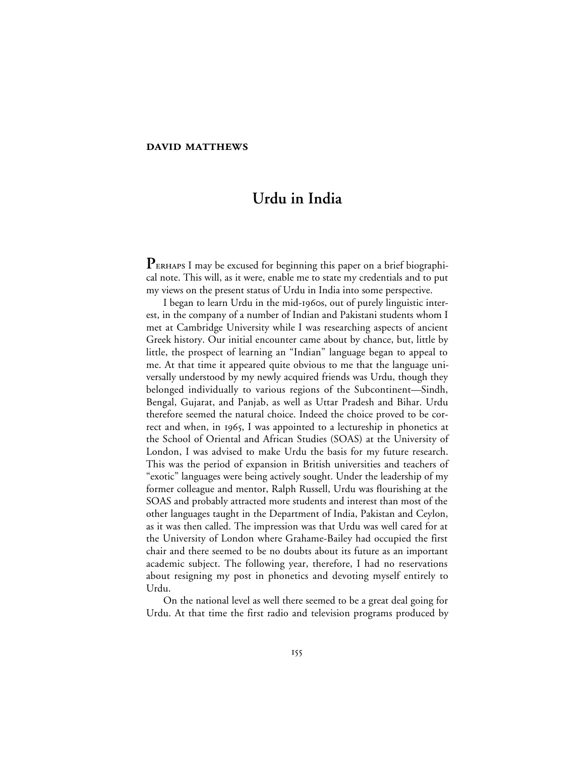**DAVID MATTHEWS**

# Urdu in India

**Perhaps** I may be excused for beginning this paper on a brief biographical note. This will, as it were, enable me to state my credentials and to put my views on the present status of Urdu in India into some perspective.

I began to learn Urdu in the mid-1960s, out of purely linguistic interest, in the company of a number of Indian and Pakistani students whom I met at Cambridge University while I was researching aspects of ancient Greek history. Our initial encounter came about by chance, but, little by little, the prospect of learning an "Indian" language began to appeal to me. At that time it appeared quite obvious to me that the language universally understood by my newly acquired friends was Urdu, though they belonged individually to various regions of the Subcontinent—Sindh, Bengal, Gujarat, and Panjab, as well as Uttar Pradesh and Bihar. Urdu therefore seemed the natural choice. Indeed the choice proved to be correct and when, in 1965, I was appointed to a lectureship in phonetics at the School of Oriental and African Studies (SOAS) at the University of London, I was advised to make Urdu the basis for my future research. This was the period of expansion in British universities and teachers of "exotic" languages were being actively sought. Under the leadership of my former colleague and mentor, Ralph Russell, Urdu was flourishing at the SOAS and probably attracted more students and interest than most of the other languages taught in the Department of India, Pakistan and Ceylon, as it was then called. The impression was that Urdu was well cared for at the University of London where Grahame-Bailey had occupied the first chair and there seemed to be no doubts about its future as an important academic subject. The following year, therefore, I had no reservations about resigning my post in phonetics and devoting myself entirely to Urdu.

On the national level as well there seemed to be a great deal going for Urdu. At that time the first radio and television programs produced by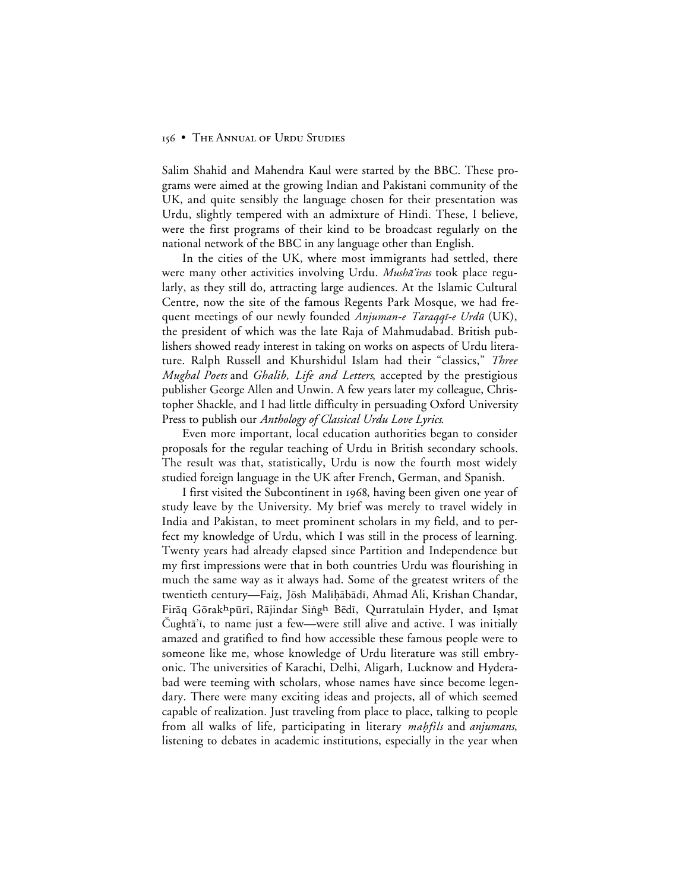Salim Shahid and Mahendra Kaul were started by the BBC. These programs were aimed at the growing Indian and Pakistani community of the UK, and quite sensibly the language chosen for their presentation was Urdu, slightly tempered with an admixture of Hindi. These, I believe, were the first programs of their kind to be broadcast regularly on the national network of the BBC in any language other than English.

In the cities of the UK, where most immigrants had settled, there were many other activities involving Urdu. *Mushā'iras* took place regularly, as they still do, attracting large audiences. At the Islamic Cultural Centre, now the site of the famous Regents Park Mosque, we had frequent meetings of our newly founded *Anjuman-e Taraqqī-e Urdū* (UK), the president of which was the late Raja of Mahmudabad. British publishers showed ready interest in taking on works on aspects of Urdu literature. Ralph Russell and Khurshidul Islam had their "classics," *Three Mughal Poets* and *Ghalib, Life and Letters*, accepted by the prestigious publisher George Allen and Unwin. A few years later my colleague, Christopher Shackle, and I had little difficulty in persuading Oxford University Press to publish our *Anthology of Classical Urdu Love Lyrics*.

Even more important, local education authorities began to consider proposals for the regular teaching of Urdu in British secondary schools. The result was that, statistically, Urdu is now the fourth most widely studied foreign language in the UK after French, German, and Spanish.

I first visited the Subcontinent in 1968, having been given one year of study leave by the University. My brief was merely to travel widely in India and Pakistan, to meet prominent scholars in my field, and to perfect my knowledge of Urdu, which I was still in the process of learning. Twenty years had already elapsed since Partition and Independence but my first impressions were that in both countries Urdu was flourishing in much the same way as it always had. Some of the greatest writers of the twentieth century—Faiẓ, Jōsh Malīḥābādī, Ahmad Ali, Krishan Chandar, Firāq Gōrakʰpūrī, Rājindar Siṅgʰ Bēdī, Qurratulain Hyder, and Iṣmat Čughtā'ī, to name just a few—were still alive and active. I was initially amazed and gratified to find how accessible these famous people were to someone like me, whose knowledge of Urdu literature was still embryonic. The universities of Karachi, Delhi, Aligarh, Lucknow and Hyderabad were teeming with scholars, whose names have since become legendary. There were many exciting ideas and projects, all of which seemed capable of realization. Just traveling from place to place, talking to people from all walks of life, participating in literary *maḥfils* and *anjumans*, listening to debates in academic institutions, especially in the year when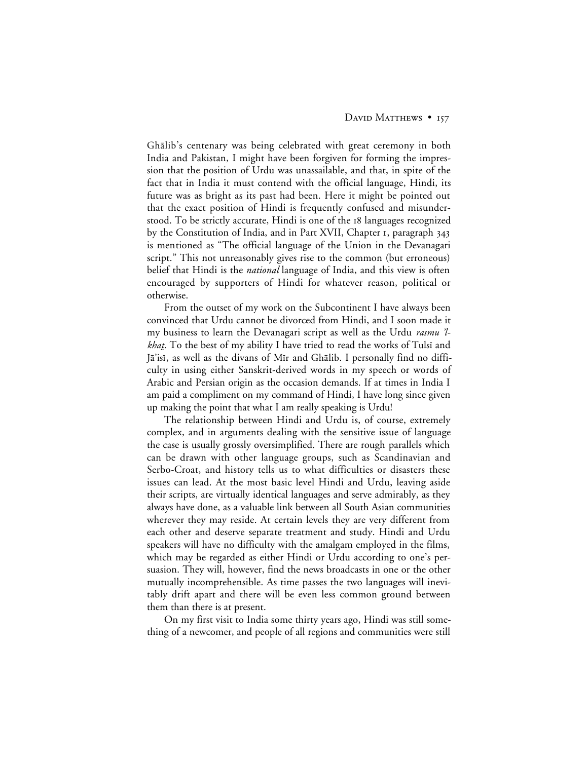Ghālib's centenary was being celebrated with great ceremony in both India and Pakistan, I might have been forgiven for forming the impression that the position of Urdu was unassailable, and that, in spite of the fact that in India it must contend with the official language, Hindi, its future was as bright as its past had been. Here it might be pointed out that the exact position of Hindi is frequently confused and misunderstood. To be strictly accurate, Hindi is one of the 18 languages recognized by the Constitution of India, and in Part XVII, Chapter 1, paragraph 343 is mentioned as "The official language of the Union in the Devanagari script." This not unreasonably gives rise to the common (but erroneous) belief that Hindi is the *national* language of India, and this view is often encouraged by supporters of Hindi for whatever reason, political or otherwise.

From the outset of my work on the Subcontinent I have always been convinced that Urdu cannot be divorced from Hindi, and I soon made it my business to learn the Devanagari script as well as the Urdu *rasmu 'l-khaṭ*. To the best of my ability I have tried to read the works of Tulsī and Jā'isī, as well as the divans of Mīr and Ghālib. I personally find no difficulty in using either Sanskrit-derived words in my speech or words of Arabic and Persian origin as the occasion demands. If at times in India I am paid a compliment on my command of Hindi, I have long since given up making the point that what I am really speaking is Urdu!

The relationship between Hindi and Urdu is, of course, extremely complex, and in arguments dealing with the sensitive issue of language the case is usually grossly oversimplified. There are rough parallels which can be drawn with other language groups, such as Scandinavian and Serbo-Croat, and history tells us to what difficulties or disasters these issues can lead. At the most basic level Hindi and Urdu, leaving aside their scripts, are virtually identical languages and serve admirably, as they always have done, as a valuable link between all South Asian communities wherever they may reside. At certain levels they are very different from each other and deserve separate treatment and study. Hindi and Urdu speakers will have no difficulty with the amalgam employed in the films, which may be regarded as either Hindi or Urdu according to one's persuasion. They will, however, find the news broadcasts in one or the other mutually incomprehensible. As time passes the two languages will inevitably drift apart and there will be even less common ground between them than there is at present.

On my first visit to India some thirty years ago, Hindi was still something of a newcomer, and people of all regions and communities were still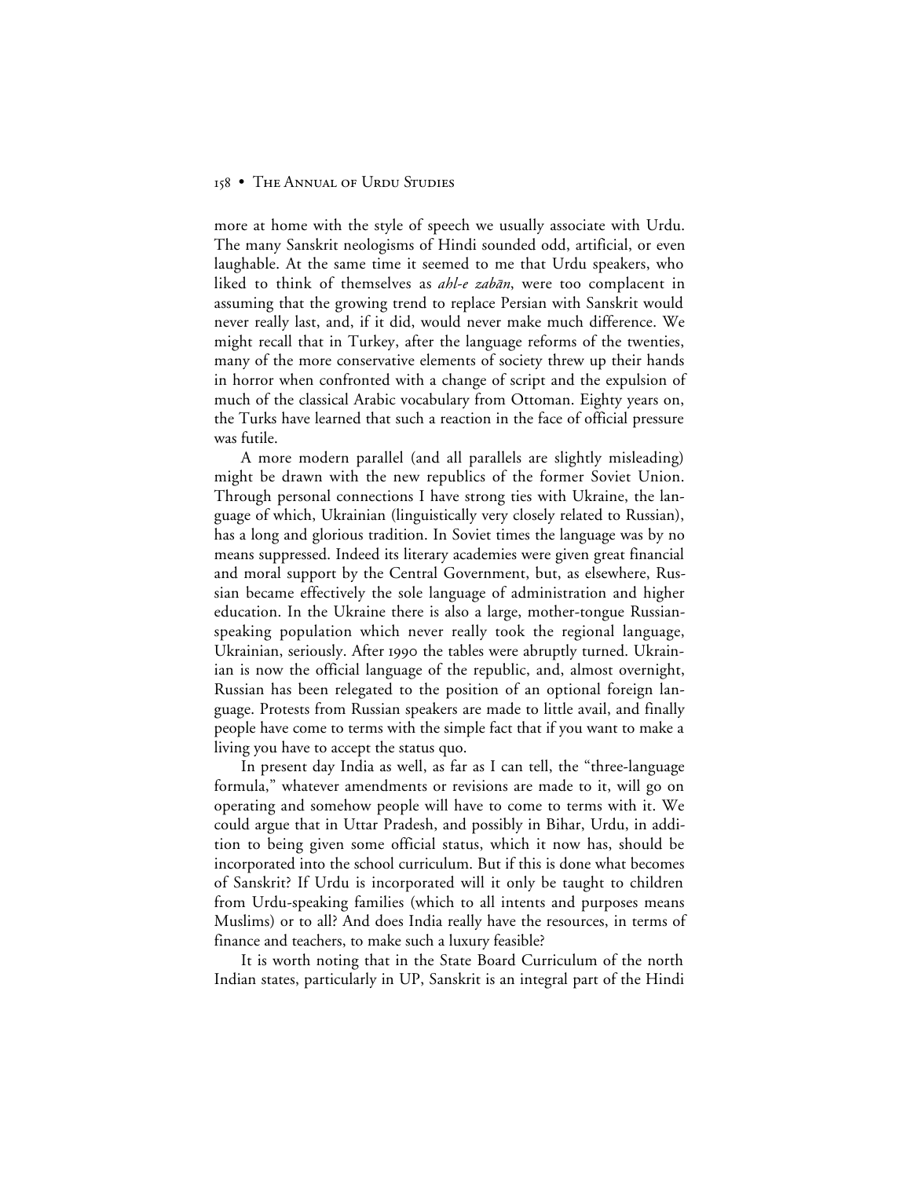more at home with the style of speech we usually associate with Urdu. The many Sanskrit neologisms of Hindi sounded odd, artificial, or even laughable. At the same time it seemed to me that Urdu speakers, who liked to think of themselves as *ahl-e zabān*, were too complacent in assuming that the growing trend to replace Persian with Sanskrit would never really last, and, if it did, would never make much difference. We might recall that in Turkey, after the language reforms of the twenties, many of the more conservative elements of society threw up their hands in horror when confronted with a change of script and the expulsion of much of the classical Arabic vocabulary from Ottoman. Eighty years on, the Turks have learned that such a reaction in the face of official pressure was futile.

A more modern parallel (and all parallels are slightly misleading) might be drawn with the new republics of the former Soviet Union. Through personal connections I have strong ties with Ukraine, the language of which, Ukrainian (linguistically very closely related to Russian), has a long and glorious tradition. In Soviet times the language was by no means suppressed. Indeed its literary academies were given great financial and moral support by the Central Government, but, as elsewhere, Russian became effectively the sole language of administration and higher education. In the Ukraine there is also a large, mother-tongue Russian-speaking population which never really took the regional language, Ukrainian, seriously. After 1990 the tables were abruptly turned. Ukrainian is now the official language of the republic, and, almost overnight, Russian has been relegated to the position of an optional foreign language. Protests from Russian speakers are made to little avail, and finally people have come to terms with the simple fact that if you want to make a living you have to accept the status quo.

In present day India as well, as far as I can tell, the "three-language formula," whatever amendments or revisions are made to it, will go on operating and somehow people will have to come to terms with it. We could argue that in Uttar Pradesh, and possibly in Bihar, Urdu, in addition to being given some official status, which it now has, should be incorporated into the school curriculum. But if this is done what becomes of Sanskrit? If Urdu is incorporated will it only be taught to children from Urdu-speaking families (which to all intents and purposes means Muslims) or to all? And does India really have the resources, in terms of finance and teachers, to make such a luxury feasible?

It is worth noting that in the State Board Curriculum of the north Indian states, particularly in UP, Sanskrit is an integral part of the Hindi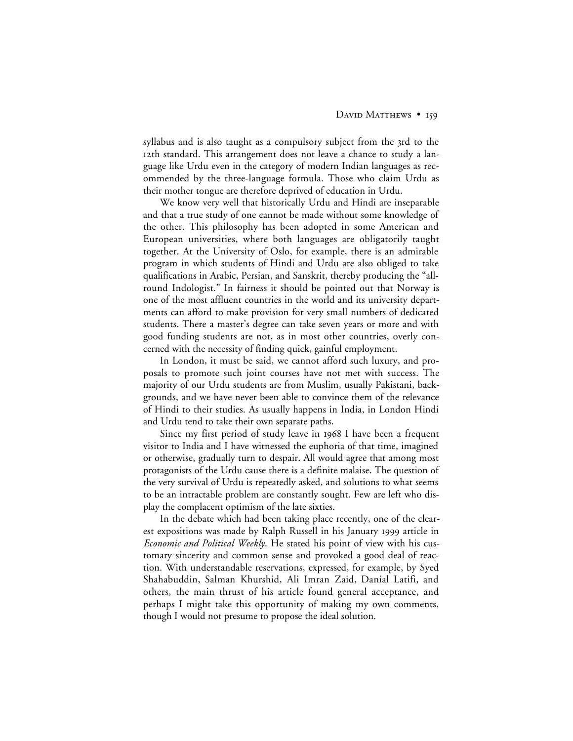syllabus and is also taught as a compulsory subject from the 3rd to the 12th standard. This arrangement does not leave a chance to study a language like Urdu even in the category of modern Indian languages as recommended by the three-language formula. Those who claim Urdu as their mother tongue are therefore deprived of education in Urdu.

We know very well that historically Urdu and Hindi are inseparable and that a true study of one cannot be made without some knowledge of the other. This philosophy has been adopted in some American and European universities, where both languages are obligatorily taught together. At the University of Oslo, for example, there is an admirable program in which students of Hindi and Urdu are also obliged to take qualifications in Arabic, Persian, and Sanskrit, thereby producing the "all-round Indologist." In fairness it should be pointed out that Norway is one of the most affluent countries in the world and its university departments can afford to make provision for very small numbers of dedicated students. There a master's degree can take seven years or more and with good funding students are not, as in most other countries, overly concerned with the necessity of finding quick, gainful employment.

In London, it must be said, we cannot afford such luxury, and proposals to promote such joint courses have not met with success. The majority of our Urdu students are from Muslim, usually Pakistani, backgrounds, and we have never been able to convince them of the relevance of Hindi to their studies. As usually happens in India, in London Hindi and Urdu tend to take their own separate paths.

Since my first period of study leave in 1968 I have been a frequent visitor to India and I have witnessed the euphoria of that time, imagined or otherwise, gradually turn to despair. All would agree that among most protagonists of the Urdu cause there is a definite malaise. The question of the very survival of Urdu is repeatedly asked, and solutions to what seems to be an intractable problem are constantly sought. Few are left who display the complacent optimism of the late sixties.

In the debate which had been taking place recently, one of the clearest expositions was made by Ralph Russell in his January 1999 article in *Economic and Political Weekly*. He stated his point of view with his customary sincerity and common sense and provoked a good deal of reaction. With understandable reservations, expressed, for example, by Syed Shahabuddin, Salman Khurshid, Ali Imran Zaid, Danial Latifi, and others, the main thrust of his article found general acceptance, and perhaps I might take this opportunity of making my own comments, though I would not presume to propose the ideal solution.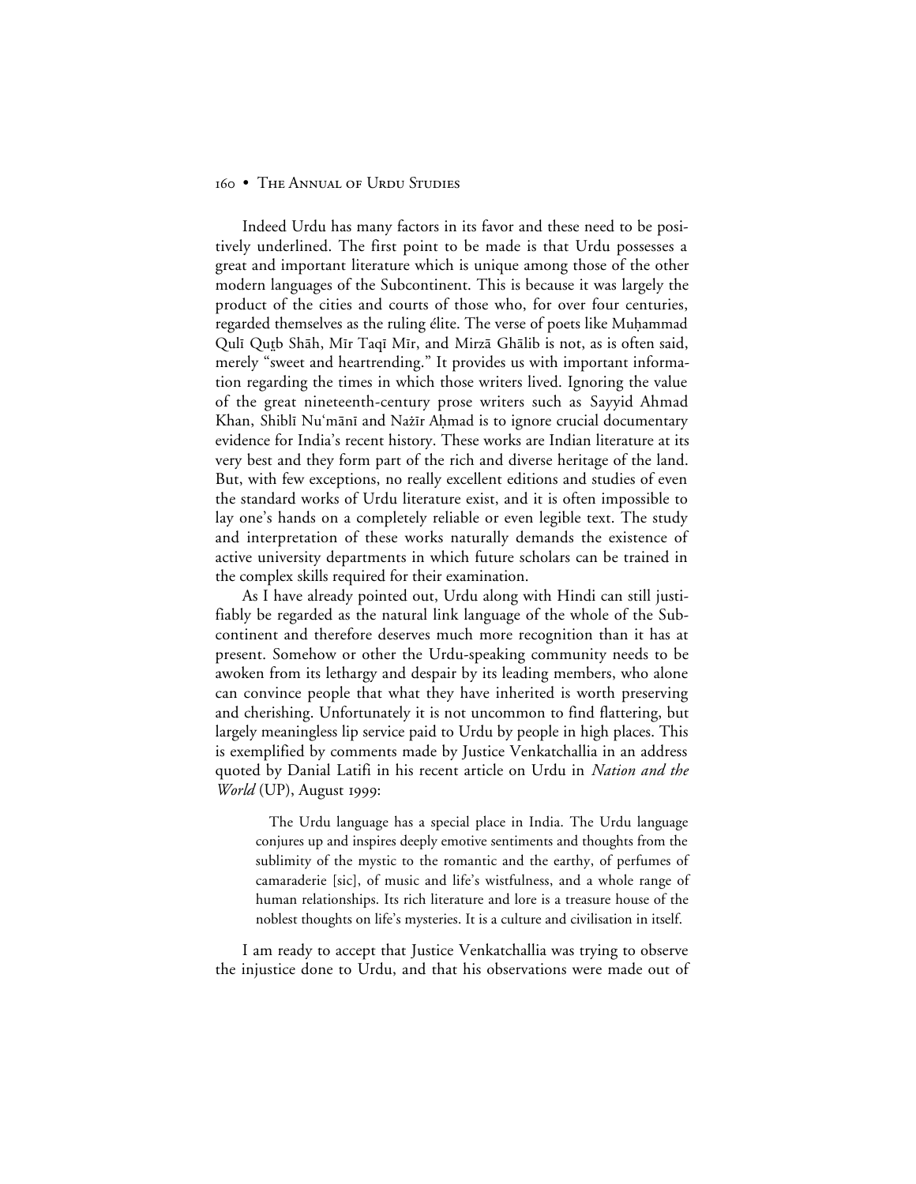Indeed Urdu has many factors in its favor and these need to be positively underlined. The first point to be made is that Urdu possesses a great and important literature which is unique among those of the other modern languages of the Subcontinent. This is because it was largely the product of the cities and courts of those who, for over four centuries, regarded themselves as the ruling élite. The verse of poets like Muḥammad Qulī Quṭb Shāh, Mīr Taqī Mīr, and Mirzā Ghālib is not, as is often said, merely "sweet and heartrending." It provides us with important information regarding the times in which those writers lived. Ignoring the value of the great nineteenth-century prose writers such as Sayyid Ahmad Khan, Shiblī Nu'mānī and Nażīr Aḥmad is to ignore crucial documentary evidence for India's recent history. These works are Indian literature at its very best and they form part of the rich and diverse heritage of the land. But, with few exceptions, no really excellent editions and studies of even the standard works of Urdu literature exist, and it is often impossible to lay one's hands on a completely reliable or even legible text. The study and interpretation of these works naturally demands the existence of active university departments in which future scholars can be trained in the complex skills required for their examination.

As I have already pointed out, Urdu along with Hindi can still justifiably be regarded as the natural link language of the whole of the Subcontinent and therefore deserves much more recognition than it has at present. Somehow or other the Urdu-speaking community needs to be awoken from its lethargy and despair by its leading members, who alone can convince people that what they have inherited is worth preserving and cherishing. Unfortunately it is not uncommon to find flattering, but largely meaningless lip service paid to Urdu by people in high places. This is exemplified by comments made by Justice Venkatchallia in an address quoted by Danial Latifi in his recent article on Urdu in *Nation and the World* (UP), August 1999:

> The Urdu language has a special place in India. The Urdu language conjures up and inspires deeply emotive sentiments and thoughts from the sublimity of the mystic to the romantic and the earthy, of perfumes of camaraderie [sic], of music and life's wistfulness, and a whole range of human relationships. Its rich literature and lore is a treasure house of the noblest thoughts on life's mysteries. It is a culture and civilisation in itself.

I am ready to accept that Justice Venkatchallia was trying to observe the injustice done to Urdu, and that his observations were made out of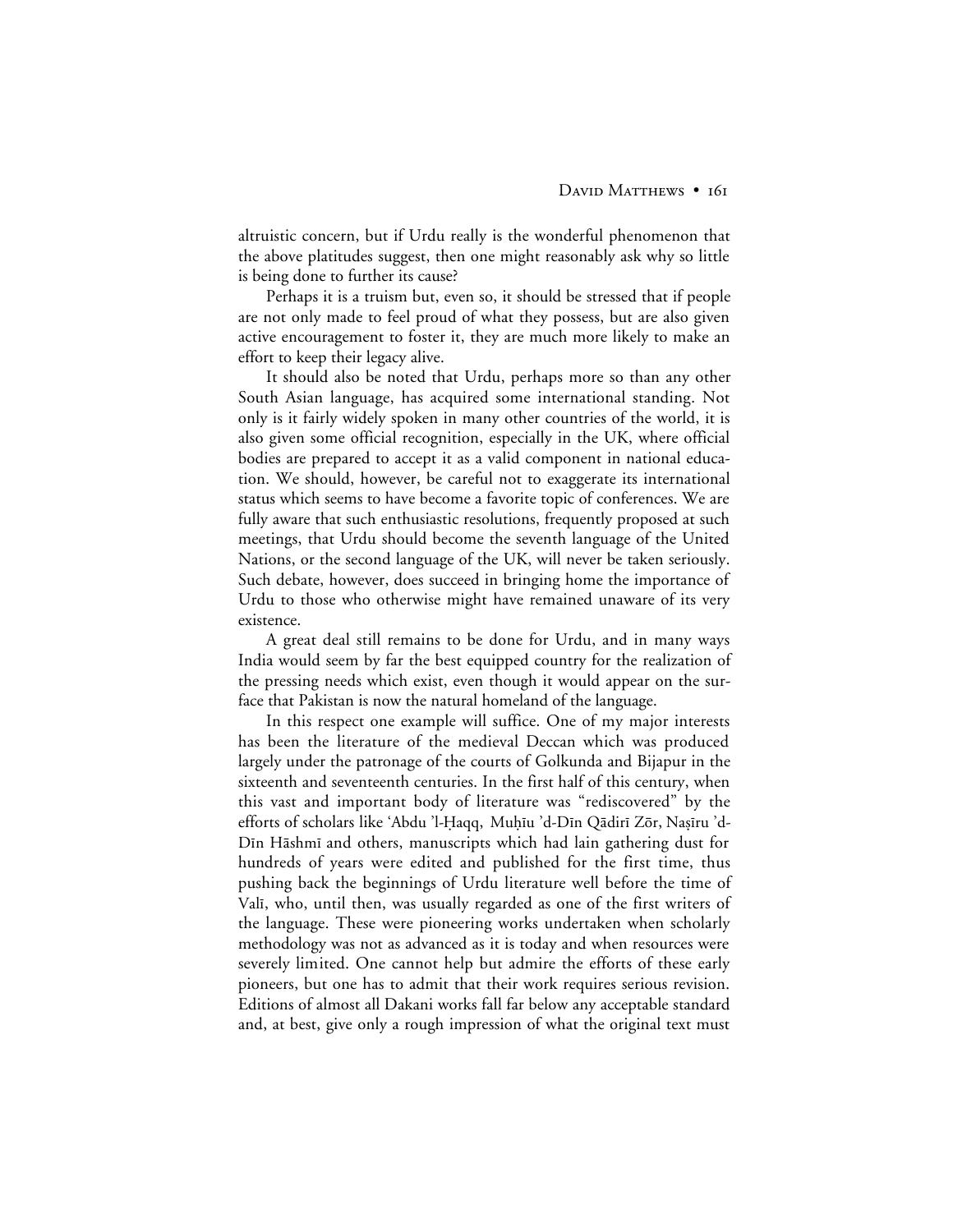altruistic concern, but if Urdu really is the wonderful phenomenon that the above platitudes suggest, then one might reasonably ask why so little is being done to further its cause?

Perhaps it is a truism but, even so, it should be stressed that if people are not only made to feel proud of what they possess, but are also given active encouragement to foster it, they are much more likely to make an effort to keep their legacy alive.

It should also be noted that Urdu, perhaps more so than any other South Asian language, has acquired some international standing. Not only is it fairly widely spoken in many other countries of the world, it is also given some official recognition, especially in the UK, where official bodies are prepared to accept it as a valid component in national education. We should, however, be careful not to exaggerate its international status which seems to have become a favorite topic of conferences. We are fully aware that such enthusiastic resolutions, frequently proposed at such meetings, that Urdu should become the seventh language of the United Nations, or the second language of the UK, will never be taken seriously. Such debate, however, does succeed in bringing home the importance of Urdu to those who otherwise might have remained unaware of its very existence.

A great deal still remains to be done for Urdu, and in many ways India would seem by far the best equipped country for the realization of the pressing needs which exist, even though it would appear on the surface that Pakistan is now the natural homeland of the language.

In this respect one example will suffice. One of my major interests has been the literature of the medieval Deccan which was produced largely under the patronage of the courts of Golkunda and Bijapur in the sixteenth and seventeenth centuries. In the first half of this century, when this vast and important body of literature was "rediscovered" by the efforts of scholars like ʿAbdu ʾl-Ḥaqq, Muḥīu ʾd-Dīn Qādirī Zōr, Naṣīru ʾd-Dīn Hāshmī and others, manuscripts which had lain gathering dust for hundreds of years were edited and published for the first time, thus pushing back the beginnings of Urdu literature well before the time of Valī, who, until then, was usually regarded as one of the first writers of the language. These were pioneering works undertaken when scholarly methodology was not as advanced as it is today and when resources were severely limited. One cannot help but admire the efforts of these early pioneers, but one has to admit that their work requires serious revision. Editions of almost all Dakani works fall far below any acceptable standard and, at best, give only a rough impression of what the original text must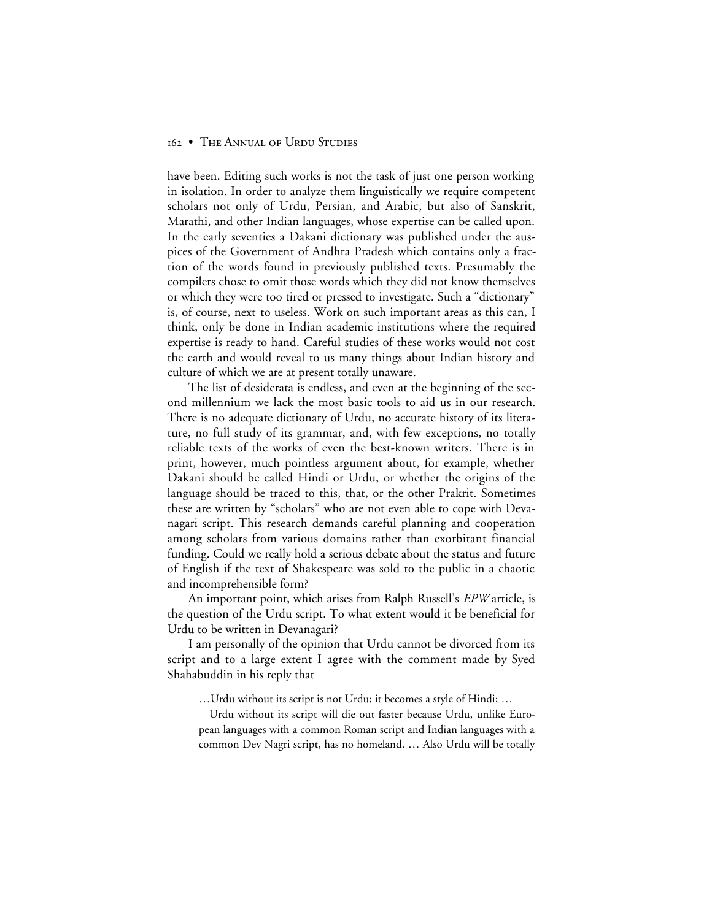have been. Editing such works is not the task of just one person working in isolation. In order to analyze them linguistically we require competent scholars not only of Urdu, Persian, and Arabic, but also of Sanskrit, Marathi, and other Indian languages, whose expertise can be called upon. In the early seventies a Dakani dictionary was published under the auspices of the Government of Andhra Pradesh which contains only a fraction of the words found in previously published texts. Presumably the compilers chose to omit those words which they did not know themselves or which they were too tired or pressed to investigate. Such a "dictionary" is, of course, next to useless. Work on such important areas as this can, I think, only be done in Indian academic institutions where the required expertise is ready to hand. Careful studies of these works would not cost the earth and would reveal to us many things about Indian history and culture of which we are at present totally unaware.

The list of desiderata is endless, and even at the beginning of the second millennium we lack the most basic tools to aid us in our research. There is no adequate dictionary of Urdu, no accurate history of its literature, no full study of its grammar, and, with few exceptions, no totally reliable texts of the works of even the best-known writers. There is in print, however, much pointless argument about, for example, whether Dakani should be called Hindi or Urdu, or whether the origins of the language should be traced to this, that, or the other Prakrit. Sometimes these are written by "scholars" who are not even able to cope with Devanagari script. This research demands careful planning and cooperation among scholars from various domains rather than exorbitant financial funding. Could we really hold a serious debate about the status and future of English if the text of Shakespeare was sold to the public in a chaotic and incomprehensible form?

An important point, which arises from Ralph Russell's *EPW* article, is the question of the Urdu script. To what extent would it be beneficial for Urdu to be written in Devanagari?

I am personally of the opinion that Urdu cannot be divorced from its script and to a large extent I agree with the comment made by Syed Shahabuddin in his reply that

> …Urdu without its script is not Urdu; it becomes a style of Hindi; …
>
> Urdu without its script will die out faster because Urdu, unlike European languages with a common Roman script and Indian languages with a common Dev Nagri script, has no homeland. … Also Urdu will be totally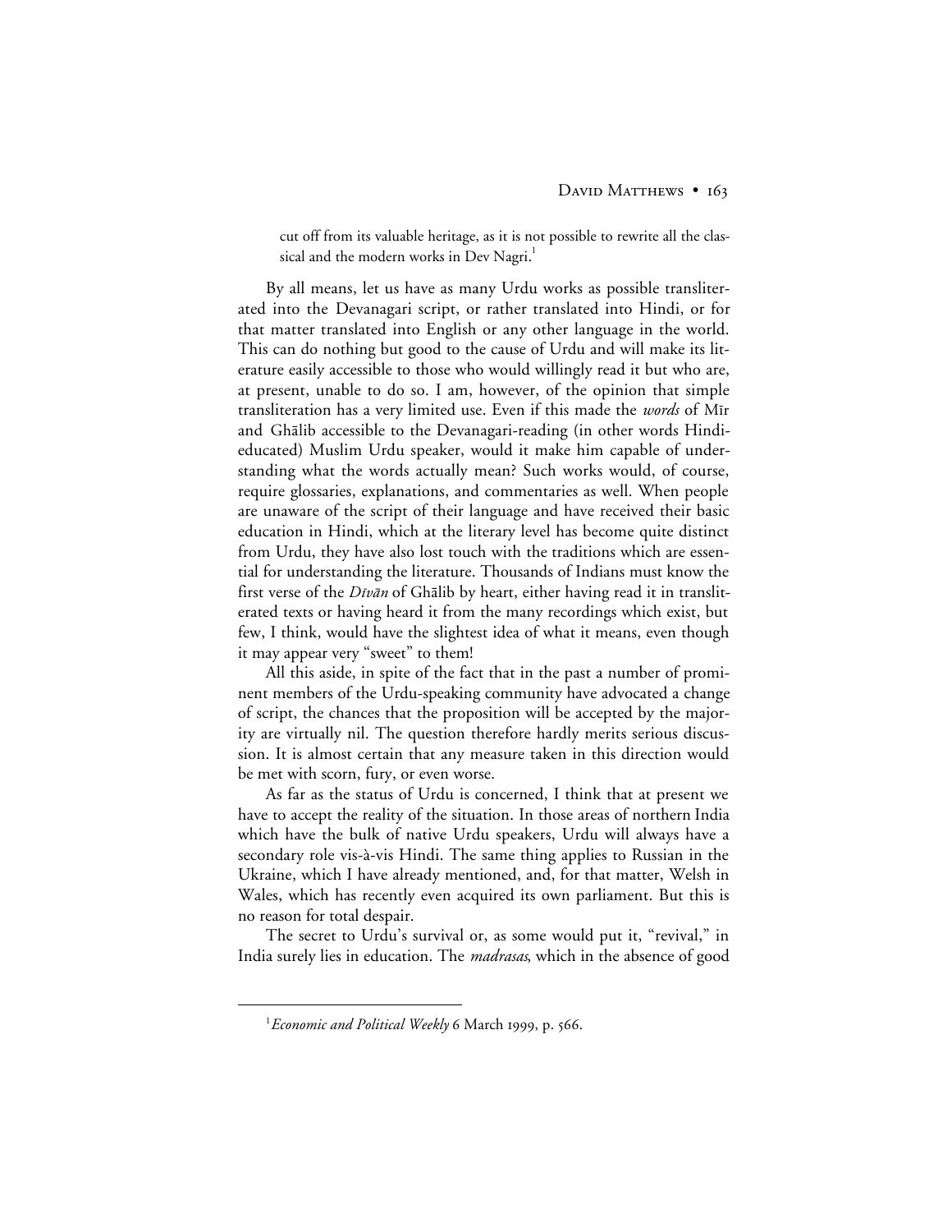> cut off from its valuable heritage, as it is not possible to rewrite all the classical and the modern works in Dev Nagri.[1]

By all means, let us have as many Urdu works as possible transliterated into the Devanagari script, or rather translated into Hindi, or for that matter translated into English or any other language in the world. This can do nothing but good to the cause of Urdu and will make its literature easily accessible to those who would willingly read it but who are, at present, unable to do so. I am, however, of the opinion that simple transliteration has a very limited use. Even if this made the *words* of Mīr and Ghālib accessible to the Devanagari-reading (in other words Hindi-educated) Muslim Urdu speaker, would it make him capable of understanding what the words actually mean? Such works would, of course, require glossaries, explanations, and commentaries as well. When people are unaware of the script of their language and have received their basic education in Hindi, which at the literary level has become quite distinct from Urdu, they have also lost touch with the traditions which are essential for understanding the literature. Thousands of Indians must know the first verse of the *Dīvān* of Ghālib by heart, either having read it in transliterated texts or having heard it from the many recordings which exist, but few, I think, would have the slightest idea of what it means, even though it may appear very "sweet" to them!

All this aside, in spite of the fact that in the past a number of prominent members of the Urdu-speaking community have advocated a change of script, the chances that the proposition will be accepted by the majority are virtually nil. The question therefore hardly merits serious discussion. It is almost certain that any measure taken in this direction would be met with scorn, fury, or even worse.

As far as the status of Urdu is concerned, I think that at present we have to accept the reality of the situation. In those areas of northern India which have the bulk of native Urdu speakers, Urdu will always have a secondary role vis-à-vis Hindi. The same thing applies to Russian in the Ukraine, which I have already mentioned, and, for that matter, Welsh in Wales, which has recently even acquired its own parliament. But this is no reason for total despair.

The secret to Urdu's survival or, as some would put it, "revival," in India surely lies in education. The *madrasas*, which in the absence of good

---

[1] *Economic and Political Weekly* 6 March 1999, p. 566.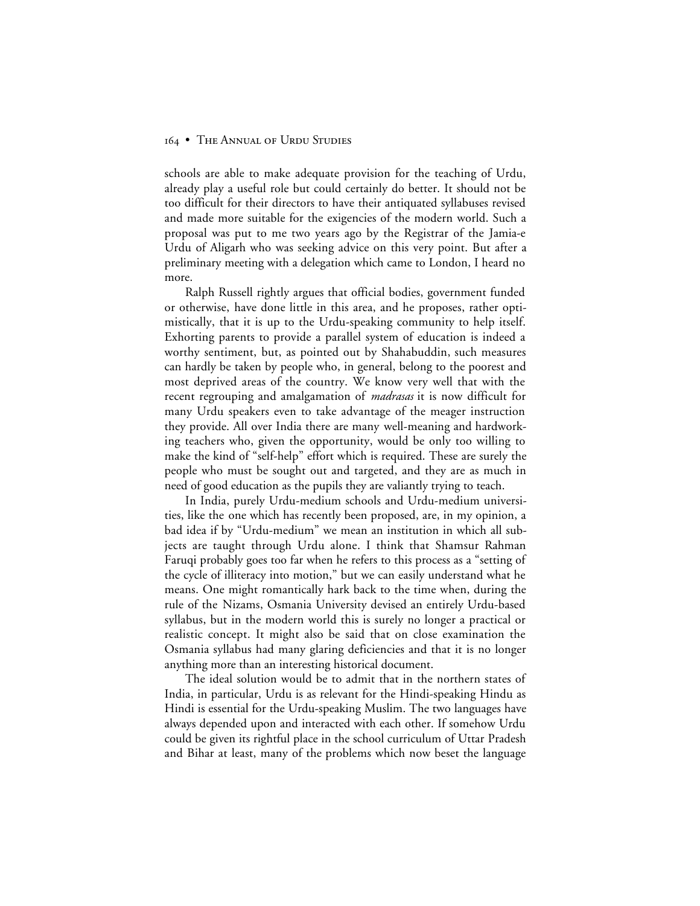schools are able to make adequate provision for the teaching of Urdu, already play a useful role but could certainly do better. It should not be too difficult for their directors to have their antiquated syllabuses revised and made more suitable for the exigencies of the modern world. Such a proposal was put to me two years ago by the Registrar of the Jamia-e Urdu of Aligarh who was seeking advice on this very point. But after a preliminary meeting with a delegation which came to London, I heard no more.

Ralph Russell rightly argues that official bodies, government funded or otherwise, have done little in this area, and he proposes, rather optimistically, that it is up to the Urdu-speaking community to help itself. Exhorting parents to provide a parallel system of education is indeed a worthy sentiment, but, as pointed out by Shahabuddin, such measures can hardly be taken by people who, in general, belong to the poorest and most deprived areas of the country. We know very well that with the recent regrouping and amalgamation of *madrasas* it is now difficult for many Urdu speakers even to take advantage of the meager instruction they provide. All over India there are many well-meaning and hardworking teachers who, given the opportunity, would be only too willing to make the kind of "self-help" effort which is required. These are surely the people who must be sought out and targeted, and they are as much in need of good education as the pupils they are valiantly trying to teach.

In India, purely Urdu-medium schools and Urdu-medium universities, like the one which has recently been proposed, are, in my opinion, a bad idea if by "Urdu-medium" we mean an institution in which all subjects are taught through Urdu alone. I think that Shamsur Rahman Faruqi probably goes too far when he refers to this process as a "setting of the cycle of illiteracy into motion," but we can easily understand what he means. One might romantically hark back to the time when, during the rule of the Nizams, Osmania University devised an entirely Urdu-based syllabus, but in the modern world this is surely no longer a practical or realistic concept. It might also be said that on close examination the Osmania syllabus had many glaring deficiencies and that it is no longer anything more than an interesting historical document.

The ideal solution would be to admit that in the northern states of India, in particular, Urdu is as relevant for the Hindi-speaking Hindu as Hindi is essential for the Urdu-speaking Muslim. The two languages have always depended upon and interacted with each other. If somehow Urdu could be given its rightful place in the school curriculum of Uttar Pradesh and Bihar at least, many of the problems which now beset the language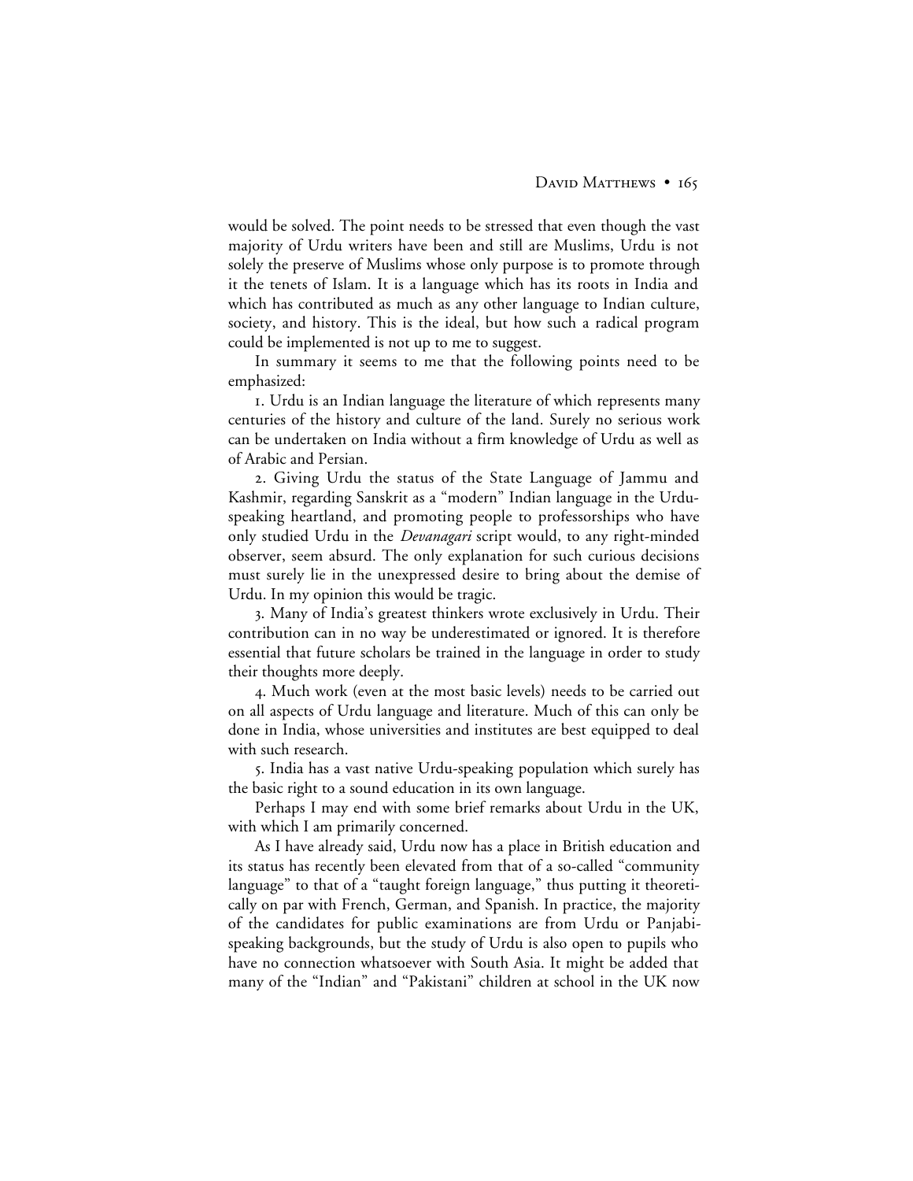would be solved. The point needs to be stressed that even though the vast majority of Urdu writers have been and still are Muslims, Urdu is not solely the preserve of Muslims whose only purpose is to promote through it the tenets of Islam. It is a language which has its roots in India and which has contributed as much as any other language to Indian culture, society, and history. This is the ideal, but how such a radical program could be implemented is not up to me to suggest.

In summary it seems to me that the following points need to be emphasized:

1. Urdu is an Indian language the literature of which represents many centuries of the history and culture of the land. Surely no serious work can be undertaken on India without a firm knowledge of Urdu as well as of Arabic and Persian.

2. Giving Urdu the status of the State Language of Jammu and Kashmir, regarding Sanskrit as a "modern" Indian language in the Urdu-speaking heartland, and promoting people to professorships who have only studied Urdu in the *Devanagari* script would, to any right-minded observer, seem absurd. The only explanation for such curious decisions must surely lie in the unexpressed desire to bring about the demise of Urdu. In my opinion this would be tragic.

3. Many of India's greatest thinkers wrote exclusively in Urdu. Their contribution can in no way be underestimated or ignored. It is therefore essential that future scholars be trained in the language in order to study their thoughts more deeply.

4. Much work (even at the most basic levels) needs to be carried out on all aspects of Urdu language and literature. Much of this can only be done in India, whose universities and institutes are best equipped to deal with such research.

5. India has a vast native Urdu-speaking population which surely has the basic right to a sound education in its own language.

Perhaps I may end with some brief remarks about Urdu in the UK, with which I am primarily concerned.

As I have already said, Urdu now has a place in British education and its status has recently been elevated from that of a so-called "community language" to that of a "taught foreign language," thus putting it theoretically on par with French, German, and Spanish. In practice, the majority of the candidates for public examinations are from Urdu or Panjabi-speaking backgrounds, but the study of Urdu is also open to pupils who have no connection whatsoever with South Asia. It might be added that many of the "Indian" and "Pakistani" children at school in the UK now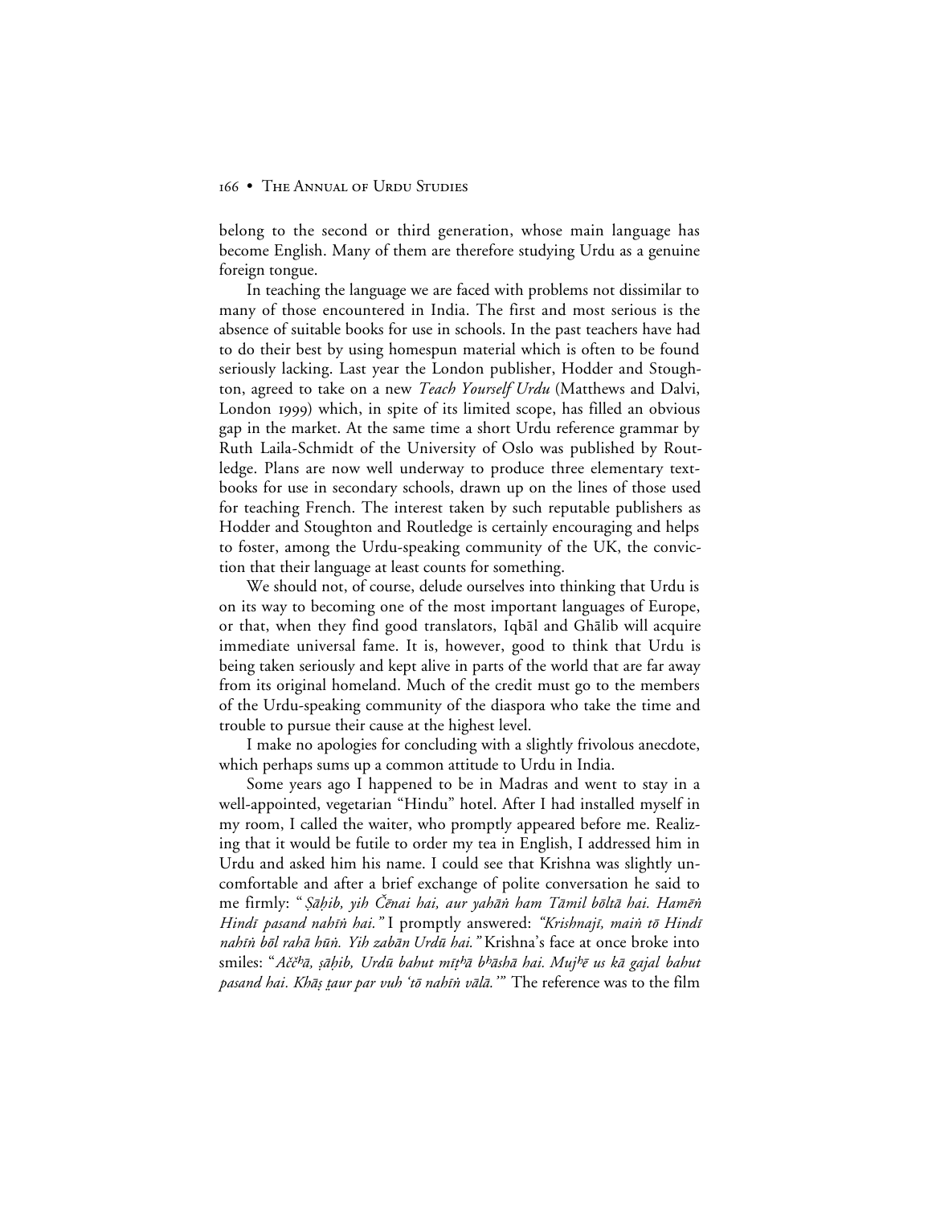belong to the second or third generation, whose main language has become English. Many of them are therefore studying Urdu as a genuine foreign tongue.

In teaching the language we are faced with problems not dissimilar to many of those encountered in India. The first and most serious is the absence of suitable books for use in schools. In the past teachers have had to do their best by using homespun material which is often to be found seriously lacking. Last year the London publisher, Hodder and Stoughton, agreed to take on a new *Teach Yourself Urdu* (Matthews and Dalvi, London 1999) which, in spite of its limited scope, has filled an obvious gap in the market. At the same time a short Urdu reference grammar by Ruth Laila-Schmidt of the University of Oslo was published by Routledge. Plans are now well underway to produce three elementary textbooks for use in secondary schools, drawn up on the lines of those used for teaching French. The interest taken by such reputable publishers as Hodder and Stoughton and Routledge is certainly encouraging and helps to foster, among the Urdu-speaking community of the UK, the conviction that their language at least counts for something.

We should not, of course, delude ourselves into thinking that Urdu is on its way to becoming one of the most important languages of Europe, or that, when they find good translators, Iqbāl and Ghālib will acquire immediate universal fame. It is, however, good to think that Urdu is being taken seriously and kept alive in parts of the world that are far away from its original homeland. Much of the credit must go to the members of the Urdu-speaking community of the diaspora who take the time and trouble to pursue their cause at the highest level.

I make no apologies for concluding with a slightly frivolous anecdote, which perhaps sums up a common attitude to Urdu in India.

Some years ago I happened to be in Madras and went to stay in a well-appointed, vegetarian "Hindu" hotel. After I had installed myself in my room, I called the waiter, who promptly appeared before me. Realizing that it would be futile to order my tea in English, I addressed him in Urdu and asked him his name. I could see that Krishna was slightly uncomfortable and after a brief exchange of polite conversation he said to me firmly: "*Ṣāḥib, yih Čēnai hai, aur yahāṅ ham Tāmil bōltā hai. Hamēṅ Hindī pasand nahīṅ hai.*" I promptly answered: *"Krishnajī, maiṅ tō Hindī nahīṅ bōl rahā hūṅ. Yih zabān Urdū hai."* Krishna's face at once broke into smiles: "*Aččʰā, ṣāḥib, Urdū bahut mīṭʰā bʰāshā hai. Mujʰē us kā gajal bahut pasand hai. Khāṣ ṭaur par vuh 'tō nahīṅ vālā.'*" The reference was to the film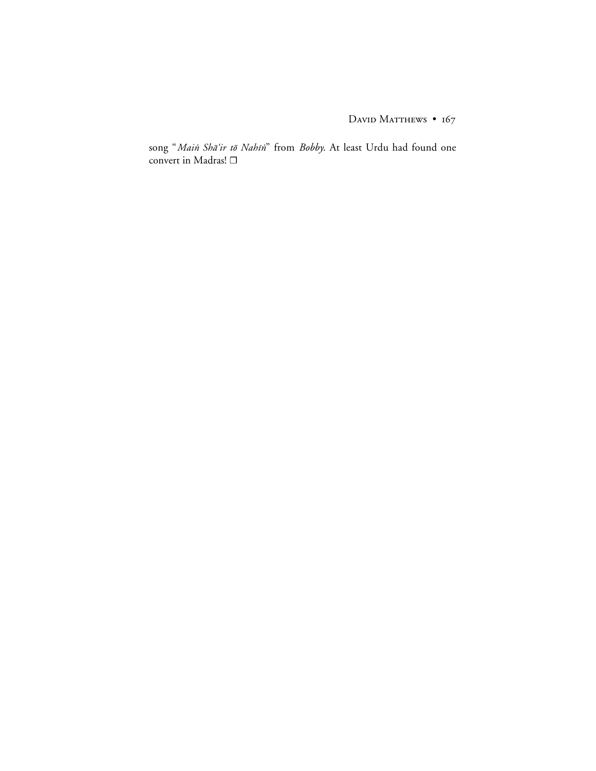song "*Maiṅ Shā'ir tō Nahīṅ*" from *Bobby*. At least Urdu had found one convert in Madras! ❑